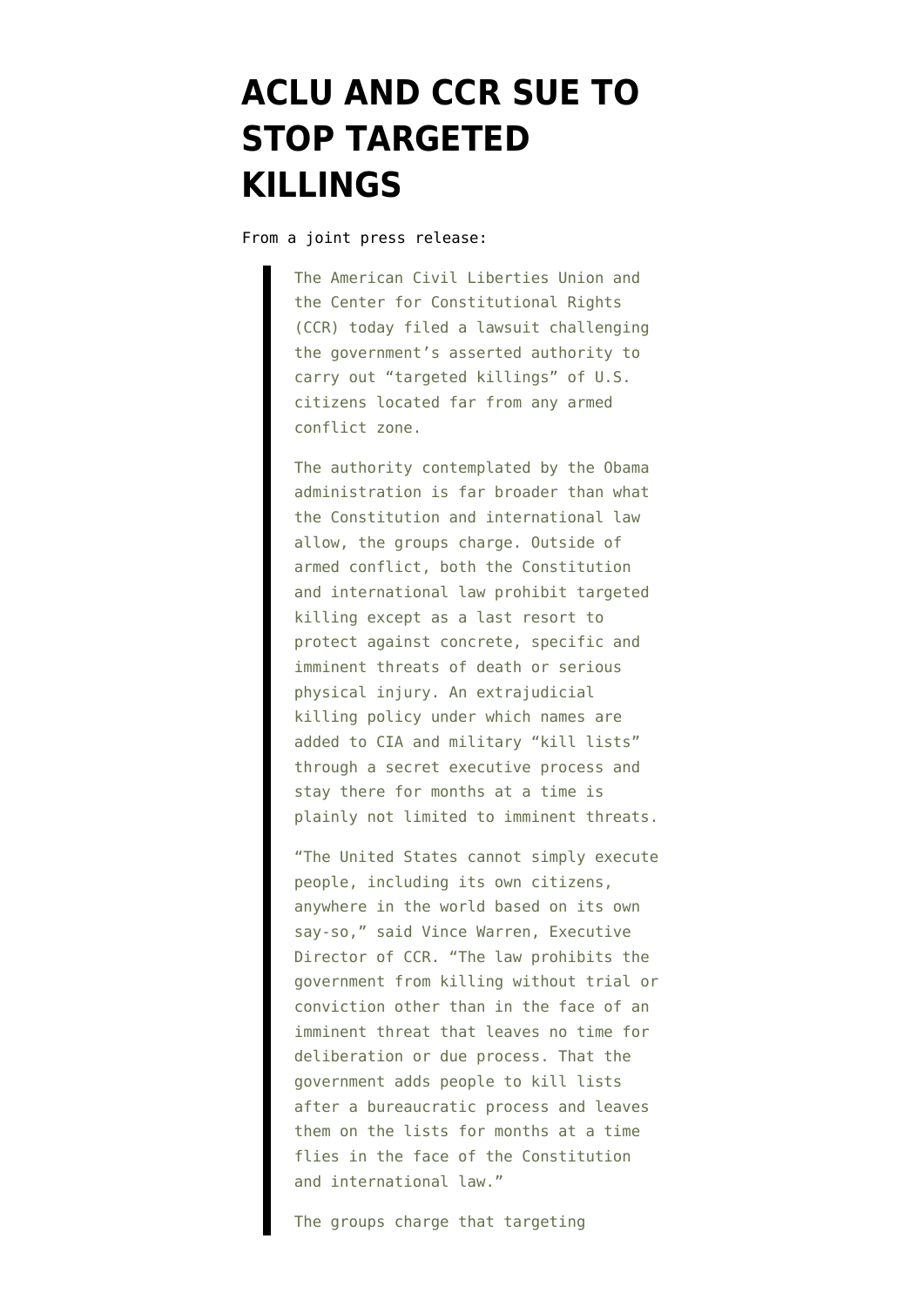# ACLU AND CCR SUE TO STOP TARGETED KILLINGS

From a joint press release:

> The American Civil Liberties Union and the Center for Constitutional Rights (CCR) today filed a lawsuit challenging the government's asserted authority to carry out "targeted killings" of U.S. citizens located far from any armed conflict zone.
>
> The authority contemplated by the Obama administration is far broader than what the Constitution and international law allow, the groups charge. Outside of armed conflict, both the Constitution and international law prohibit targeted killing except as a last resort to protect against concrete, specific and imminent threats of death or serious physical injury. An extrajudicial killing policy under which names are added to CIA and military "kill lists" through a secret executive process and stay there for months at a time is plainly not limited to imminent threats.
>
> "The United States cannot simply execute people, including its own citizens, anywhere in the world based on its own say-so," said Vince Warren, Executive Director of CCR. "The law prohibits the government from killing without trial or conviction other than in the face of an imminent threat that leaves no time for deliberation or due process. That the government adds people to kill lists after a bureaucratic process and leaves them on the lists for months at a time flies in the face of the Constitution and international law."
>
> The groups charge that targeting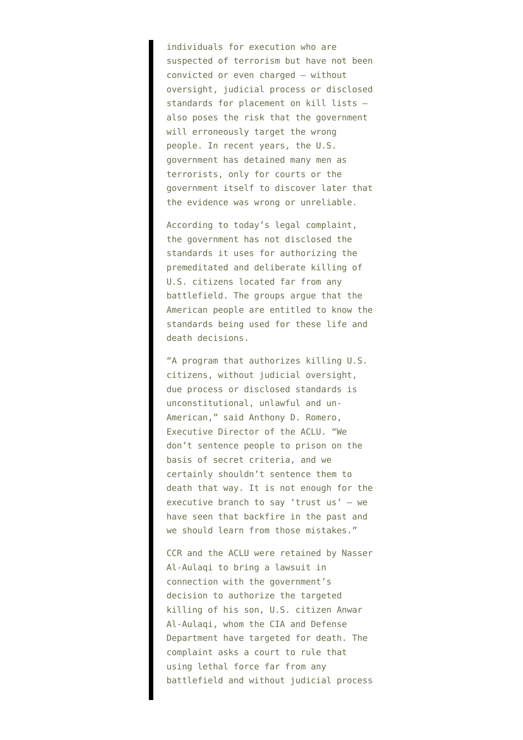individuals for execution who are suspected of terrorism but have not been convicted or even charged – without oversight, judicial process or disclosed standards for placement on kill lists – also poses the risk that the government will erroneously target the wrong people. In recent years, the U.S. government has detained many men as terrorists, only for courts or the government itself to discover later that the evidence was wrong or unreliable.

According to today's legal complaint, the government has not disclosed the standards it uses for authorizing the premeditated and deliberate killing of U.S. citizens located far from any battlefield. The groups argue that the American people are entitled to know the standards being used for these life and death decisions.

"A program that authorizes killing U.S. citizens, without judicial oversight, due process or disclosed standards is unconstitutional, unlawful and un-American," said Anthony D. Romero, Executive Director of the ACLU. "We don't sentence people to prison on the basis of secret criteria, and we certainly shouldn't sentence them to death that way. It is not enough for the executive branch to say 'trust us' – we have seen that backfire in the past and we should learn from those mistakes."

CCR and the ACLU were retained by Nasser Al-Aulaqi to bring a lawsuit in connection with the government's decision to authorize the targeted killing of his son, U.S. citizen Anwar Al-Aulaqi, whom the CIA and Defense Department have targeted for death. The complaint asks a court to rule that using lethal force far from any battlefield and without judicial process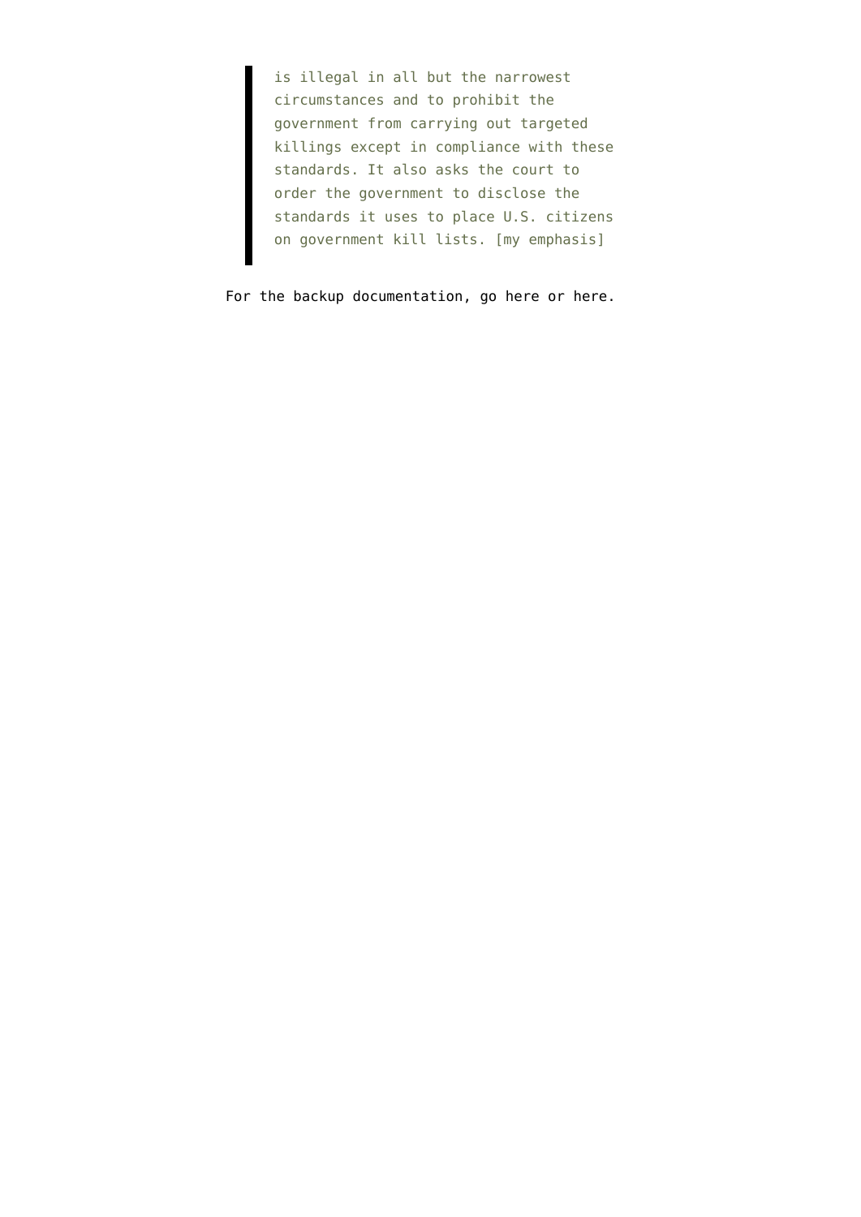> is illegal in all but the narrowest circumstances and to prohibit the government from carrying out targeted killings except in compliance with these standards. It also asks the court to order the government to disclose the standards it uses to place U.S. citizens on government kill lists. [my emphasis]

For the backup documentation, go here or here.